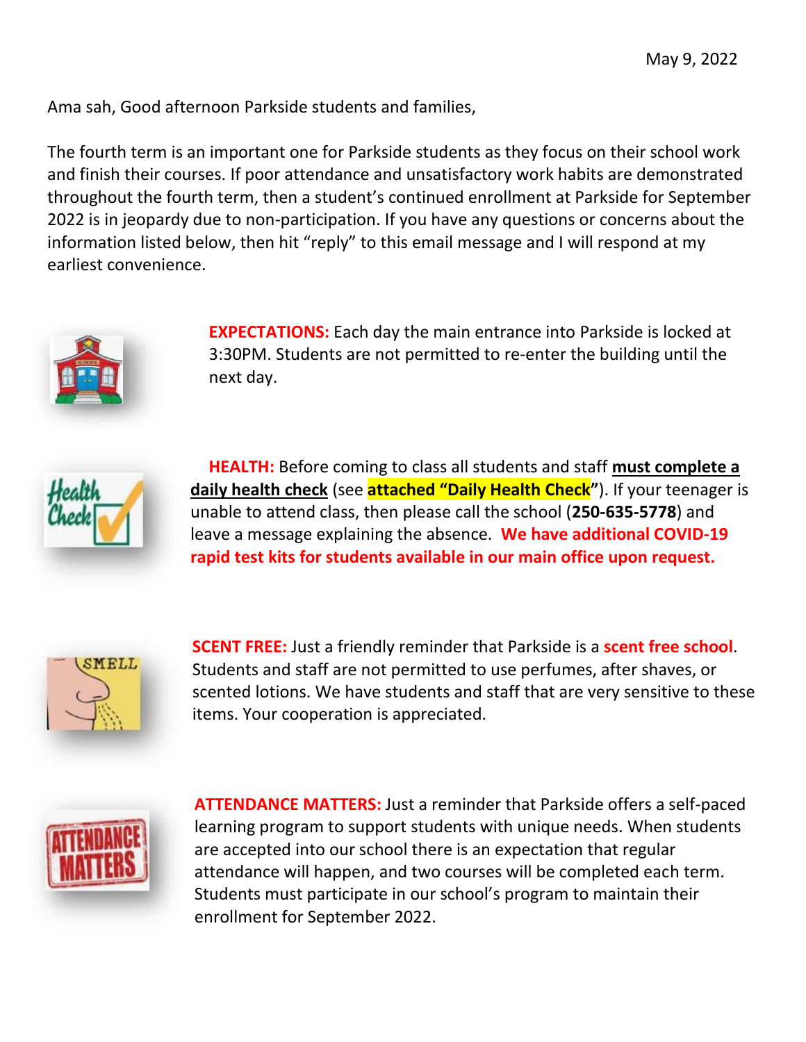May 9, 2022

Ama sah, Good afternoon Parkside students and families,

The fourth term is an important one for Parkside students as they focus on their school work and finish their courses. If poor attendance and unsatisfactory work habits are demonstrated throughout the fourth term, then a student's continued enrollment at Parkside for September 2022 is in jeopardy due to non-participation. If you have any questions or concerns about the information listed below, then hit "reply" to this email message and I will respond at my earliest convenience.

**EXPECTATIONS:** Each day the main entrance into Parkside is locked at 3:30PM. Students are not permitted to re-enter the building until the next day.

**HEALTH:** Before coming to class all students and staff **must complete a daily health check** (see **attached "Daily Health Check"**). If your teenager is unable to attend class, then please call the school (**250-635-5778**) and leave a message explaining the absence. **We have additional COVID-19 rapid test kits for students available in our main office upon request.**

**SCENT FREE:** Just a friendly reminder that Parkside is a **scent free school**. Students and staff are not permitted to use perfumes, after shaves, or scented lotions. We have students and staff that are very sensitive to these items. Your cooperation is appreciated.

**ATTENDANCE MATTERS:** Just a reminder that Parkside offers a self-paced learning program to support students with unique needs. When students are accepted into our school there is an expectation that regular attendance will happen, and two courses will be completed each term. Students must participate in our school's program to maintain their enrollment for September 2022.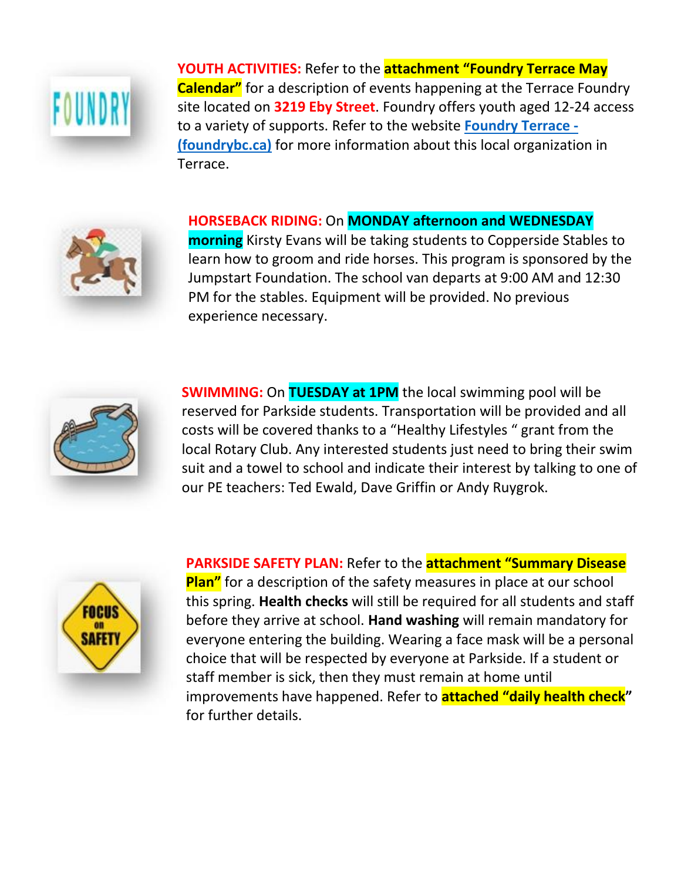**YOUTH ACTIVITIES:** Refer to the **attachment "Foundry Terrace May Calendar"** for a description of events happening at the Terrace Foundry site located on **3219 Eby Street**. Foundry offers youth aged 12-24 access to a variety of supports. Refer to the website [Foundry Terrace - (foundrybc.ca)]() for more information about this local organization in Terrace.

**HORSEBACK RIDING:** On **MONDAY afternoon and WEDNESDAY morning** Kirsty Evans will be taking students to Copperside Stables to learn how to groom and ride horses. This program is sponsored by the Jumpstart Foundation. The school van departs at 9:00 AM and 12:30 PM for the stables. Equipment will be provided. No previous experience necessary.

**SWIMMING:** On **TUESDAY at 1PM** the local swimming pool will be reserved for Parkside students. Transportation will be provided and all costs will be covered thanks to a "Healthy Lifestyles " grant from the local Rotary Club. Any interested students just need to bring their swim suit and a towel to school and indicate their interest by talking to one of our PE teachers: Ted Ewald, Dave Griffin or Andy Ruygrok.

**PARKSIDE SAFETY PLAN:** Refer to the **attachment "Summary Disease Plan"** for a description of the safety measures in place at our school this spring. **Health checks** will still be required for all students and staff before they arrive at school. **Hand washing** will remain mandatory for everyone entering the building. Wearing a face mask will be a personal choice that will be respected by everyone at Parkside. If a student or staff member is sick, then they must remain at home until improvements have happened. Refer to **attached "daily health check"** for further details.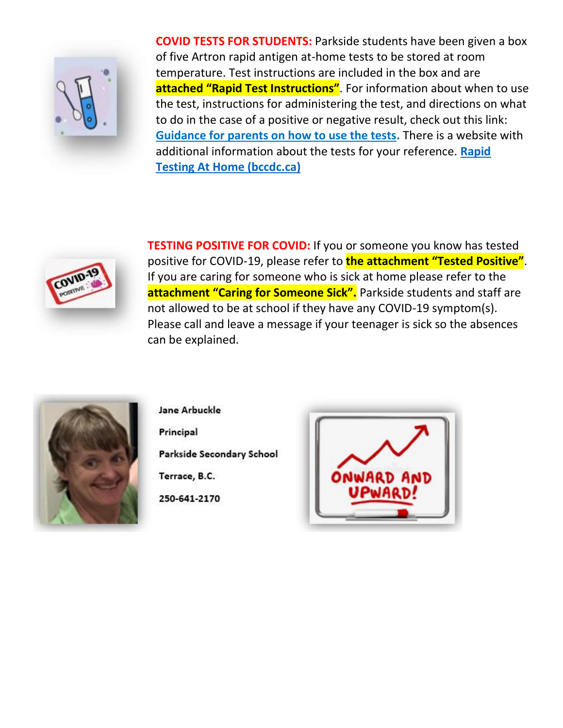**COVID TESTS FOR STUDENTS:** Parkside students have been given a box of five Artron rapid antigen at-home tests to be stored at room temperature. Test instructions are included in the box and are **attached "Rapid Test Instructions"**. For information about when to use the test, instructions for administering the test, and directions on what to do in the case of a positive or negative result, check out this link: **Guidance for parents on how to use the tests.** There is a website with additional information about the tests for your reference. **Rapid Testing At Home (bccdc.ca)**

**TESTING POSITIVE FOR COVID:** If you or someone you know has tested positive for COVID-19, please refer to **the attachment "Tested Positive"**. If you are caring for someone who is sick at home please refer to the **attachment "Caring for Someone Sick".** Parkside students and staff are not allowed to be at school if they have any COVID-19 symptom(s). Please call and leave a message if your teenager is sick so the absences can be explained.

**Jane Arbuckle**

**Principal**

**Parkside Secondary School**

**Terrace, B.C.**

**250-641-2170**

ONWARD AND UPWARD!